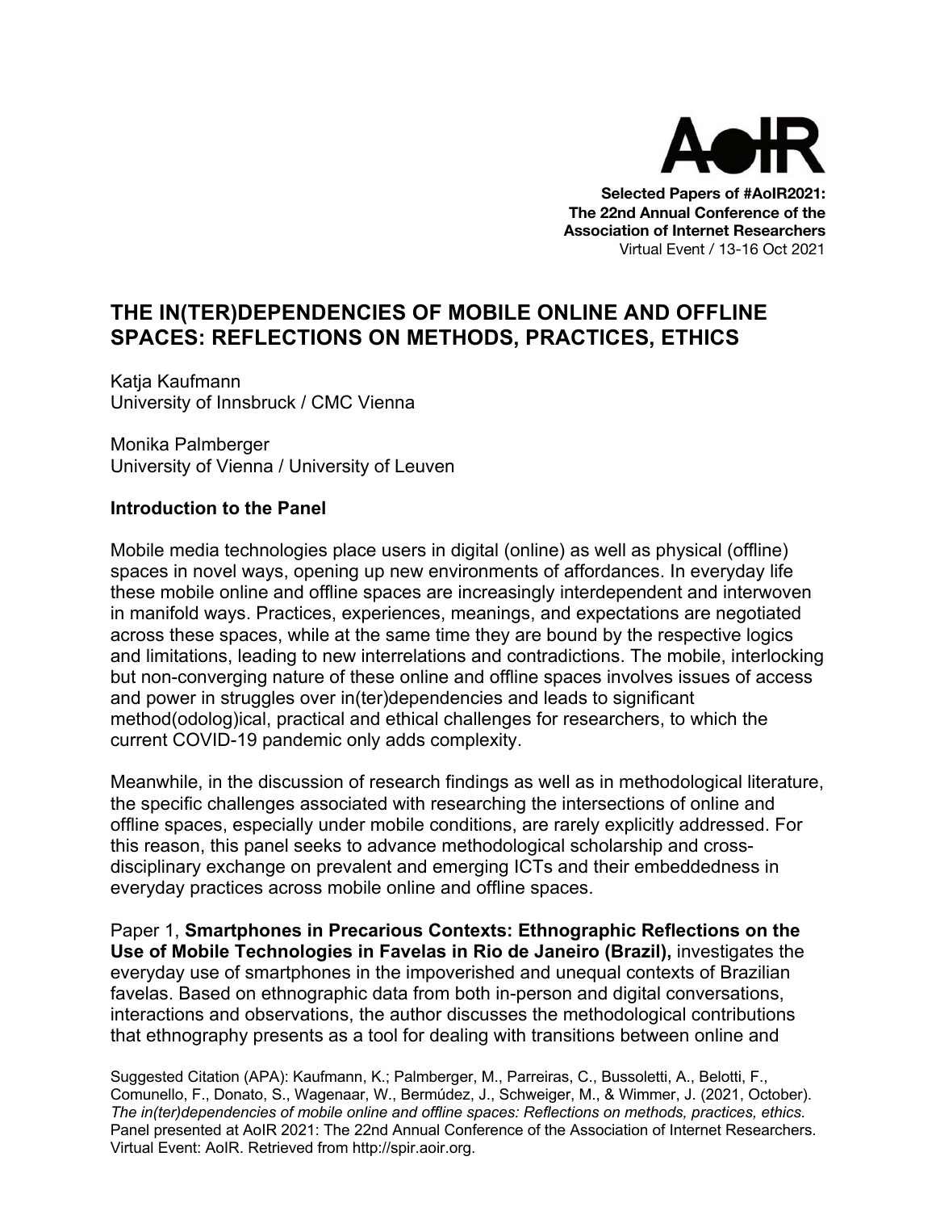**Selected Papers of #AoIR2021:**
**The 22nd Annual Conference of the Association of Internet Researchers**
Virtual Event / 13-16 Oct 2021

# THE IN(TER)DEPENDENCIES OF MOBILE ONLINE AND OFFLINE SPACES: REFLECTIONS ON METHODS, PRACTICES, ETHICS

Katja Kaufmann
University of Innsbruck / CMC Vienna

Monika Palmberger
University of Vienna / University of Leuven

## Introduction to the Panel

Mobile media technologies place users in digital (online) as well as physical (offline) spaces in novel ways, opening up new environments of affordances. In everyday life these mobile online and offline spaces are increasingly interdependent and interwoven in manifold ways. Practices, experiences, meanings, and expectations are negotiated across these spaces, while at the same time they are bound by the respective logics and limitations, leading to new interrelations and contradictions. The mobile, interlocking but non-converging nature of these online and offline spaces involves issues of access and power in struggles over in(ter)dependencies and leads to significant method(odolog)ical, practical and ethical challenges for researchers, to which the current COVID-19 pandemic only adds complexity.

Meanwhile, in the discussion of research findings as well as in methodological literature, the specific challenges associated with researching the intersections of online and offline spaces, especially under mobile conditions, are rarely explicitly addressed. For this reason, this panel seeks to advance methodological scholarship and cross-disciplinary exchange on prevalent and emerging ICTs and their embeddedness in everyday practices across mobile online and offline spaces.

Paper 1, **Smartphones in Precarious Contexts: Ethnographic Reflections on the Use of Mobile Technologies in Favelas in Rio de Janeiro (Brazil),** investigates the everyday use of smartphones in the impoverished and unequal contexts of Brazilian favelas. Based on ethnographic data from both in-person and digital conversations, interactions and observations, the author discusses the methodological contributions that ethnography presents as a tool for dealing with transitions between online and

Suggested Citation (APA): Kaufmann, K.; Palmberger, M., Parreiras, C., Bussoletti, A., Belotti, F., Comunello, F., Donato, S., Wagenaar, W., Bermúdez, J., Schweiger, M., & Wimmer, J. (2021, October). *The in(ter)dependencies of mobile online and offline spaces: Reflections on methods, practices, ethics.* Panel presented at AoIR 2021: The 22nd Annual Conference of the Association of Internet Researchers. Virtual Event: AoIR. Retrieved from http://spir.aoir.org.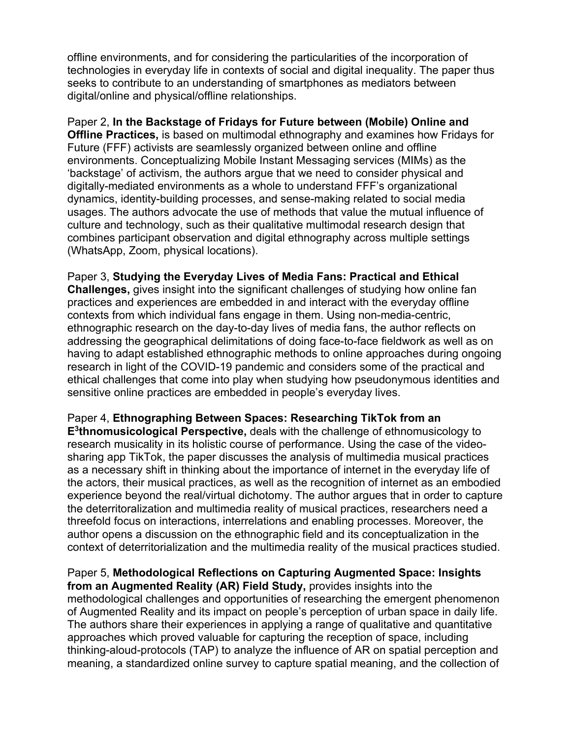offline environments, and for considering the particularities of the incorporation of technologies in everyday life in contexts of social and digital inequality. The paper thus seeks to contribute to an understanding of smartphones as mediators between digital/online and physical/offline relationships.

Paper 2, **In the Backstage of Fridays for Future between (Mobile) Online and Offline Practices,** is based on multimodal ethnography and examines how Fridays for Future (FFF) activists are seamlessly organized between online and offline environments. Conceptualizing Mobile Instant Messaging services (MIMs) as the 'backstage' of activism, the authors argue that we need to consider physical and digitally-mediated environments as a whole to understand FFF's organizational dynamics, identity-building processes, and sense-making related to social media usages. The authors advocate the use of methods that value the mutual influence of culture and technology, such as their qualitative multimodal research design that combines participant observation and digital ethnography across multiple settings (WhatsApp, Zoom, physical locations).

Paper 3, **Studying the Everyday Lives of Media Fans: Practical and Ethical Challenges,** gives insight into the significant challenges of studying how online fan practices and experiences are embedded in and interact with the everyday offline contexts from which individual fans engage in them. Using non-media-centric, ethnographic research on the day-to-day lives of media fans, the author reflects on addressing the geographical delimitations of doing face-to-face fieldwork as well as on having to adapt established ethnographic methods to online approaches during ongoing research in light of the COVID-19 pandemic and considers some of the practical and ethical challenges that come into play when studying how pseudonymous identities and sensitive online practices are embedded in people's everyday lives.

Paper 4, **Ethnographing Between Spaces: Researching TikTok from an E³thnomusicological Perspective,** deals with the challenge of ethnomusicology to research musicality in its holistic course of performance. Using the case of the video-sharing app TikTok, the paper discusses the analysis of multimedia musical practices as a necessary shift in thinking about the importance of internet in the everyday life of the actors, their musical practices, as well as the recognition of internet as an embodied experience beyond the real/virtual dichotomy. The author argues that in order to capture the deterritoralization and multimedia reality of musical practices, researchers need a threefold focus on interactions, interrelations and enabling processes. Moreover, the author opens a discussion on the ethnographic field and its conceptualization in the context of deterritorialization and the multimedia reality of the musical practices studied.

Paper 5, **Methodological Reflections on Capturing Augmented Space: Insights from an Augmented Reality (AR) Field Study,** provides insights into the methodological challenges and opportunities of researching the emergent phenomenon of Augmented Reality and its impact on people's perception of urban space in daily life. The authors share their experiences in applying a range of qualitative and quantitative approaches which proved valuable for capturing the reception of space, including thinking-aloud-protocols (TAP) to analyze the influence of AR on spatial perception and meaning, a standardized online survey to capture spatial meaning, and the collection of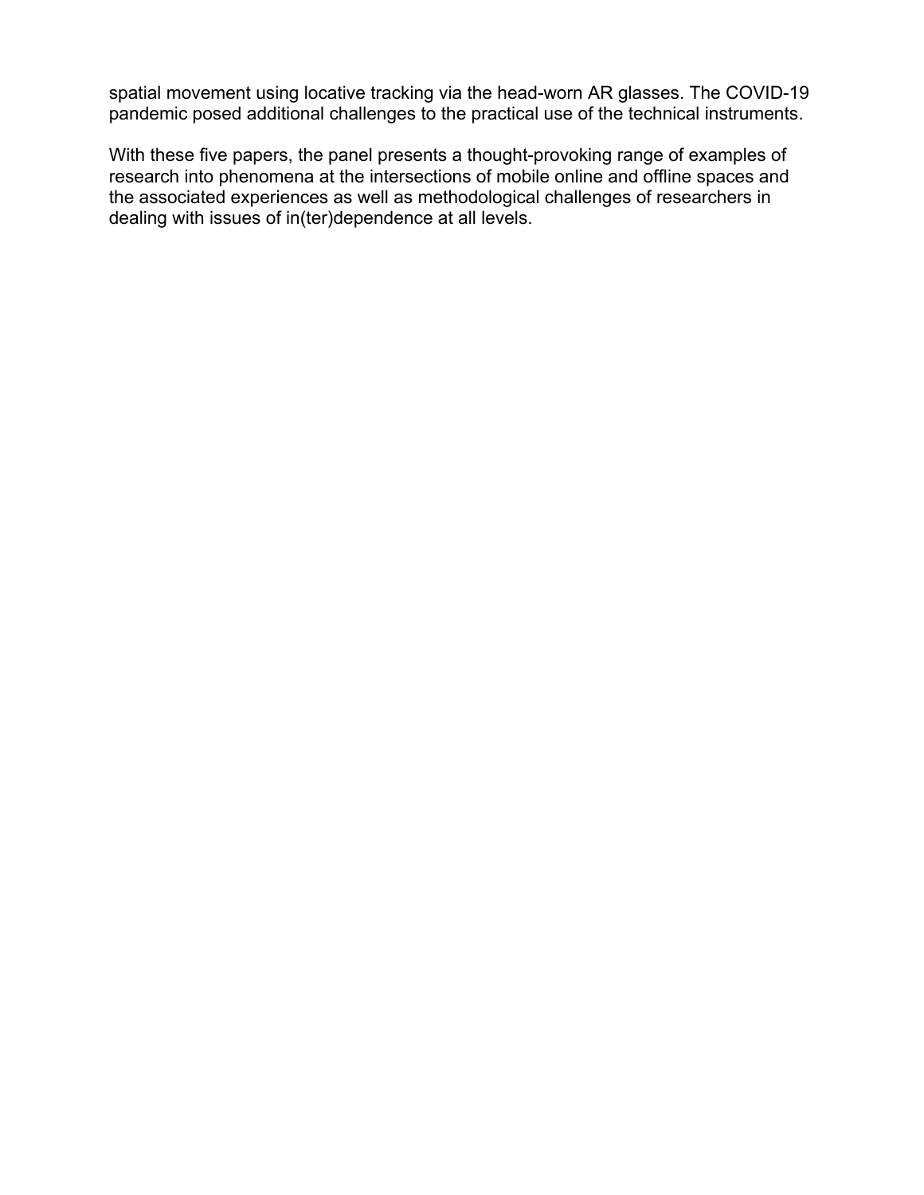spatial movement using locative tracking via the head-worn AR glasses. The COVID-19 pandemic posed additional challenges to the practical use of the technical instruments.

With these five papers, the panel presents a thought-provoking range of examples of research into phenomena at the intersections of mobile online and offline spaces and the associated experiences as well as methodological challenges of researchers in dealing with issues of in(ter)dependence at all levels.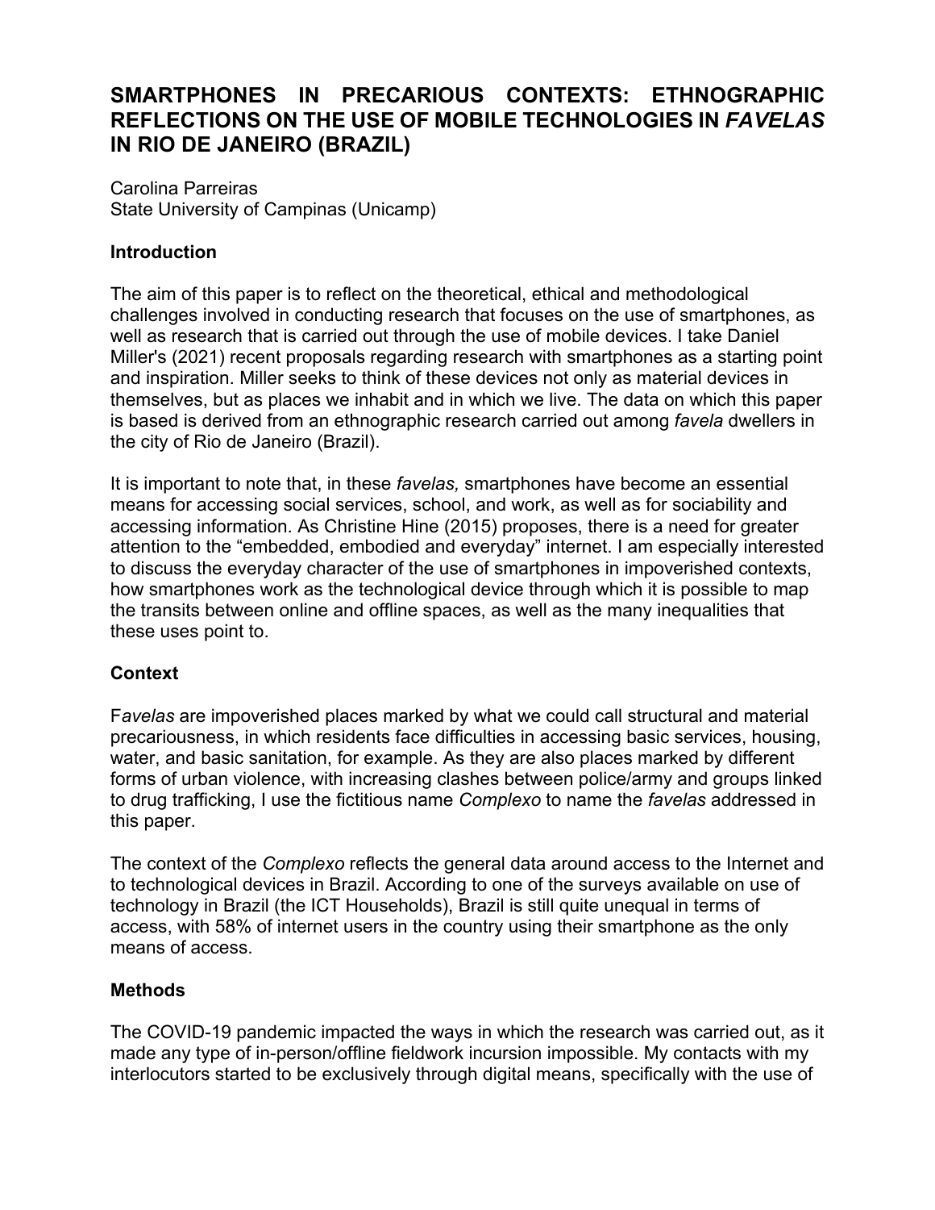# SMARTPHONES IN PRECARIOUS CONTEXTS: ETHNOGRAPHIC REFLECTIONS ON THE USE OF MOBILE TECHNOLOGIES IN *FAVELAS* IN RIO DE JANEIRO (BRAZIL)

Carolina Parreiras
State University of Campinas (Unicamp)

## Introduction

The aim of this paper is to reflect on the theoretical, ethical and methodological challenges involved in conducting research that focuses on the use of smartphones, as well as research that is carried out through the use of mobile devices. I take Daniel Miller's (2021) recent proposals regarding research with smartphones as a starting point and inspiration. Miller seeks to think of these devices not only as material devices in themselves, but as places we inhabit and in which we live. The data on which this paper is based is derived from an ethnographic research carried out among *favela* dwellers in the city of Rio de Janeiro (Brazil).

It is important to note that, in these *favelas,* smartphones have become an essential means for accessing social services, school, and work, as well as for sociability and accessing information. As Christine Hine (2015) proposes, there is a need for greater attention to the "embedded, embodied and everyday" internet. I am especially interested to discuss the everyday character of the use of smartphones in impoverished contexts, how smartphones work as the technological device through which it is possible to map the transits between online and offline spaces, as well as the many inequalities that these uses point to.

## Context

F*avelas* are impoverished places marked by what we could call structural and material precariousness, in which residents face difficulties in accessing basic services, housing, water, and basic sanitation, for example. As they are also places marked by different forms of urban violence, with increasing clashes between police/army and groups linked to drug trafficking, I use the fictitious name *Complexo* to name the *favelas* addressed in this paper.

The context of the *Complexo* reflects the general data around access to the Internet and to technological devices in Brazil. According to one of the surveys available on use of technology in Brazil (the ICT Households), Brazil is still quite unequal in terms of access, with 58% of internet users in the country using their smartphone as the only means of access.

## Methods

The COVID-19 pandemic impacted the ways in which the research was carried out, as it made any type of in-person/offline fieldwork incursion impossible. My contacts with my interlocutors started to be exclusively through digital means, specifically with the use of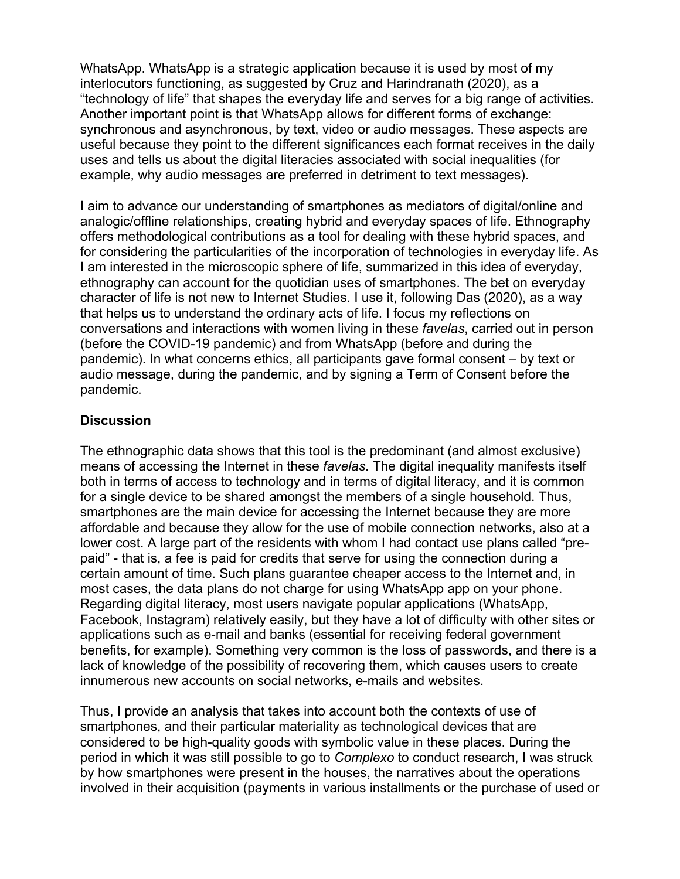WhatsApp. WhatsApp is a strategic application because it is used by most of my interlocutors functioning, as suggested by Cruz and Harindranath (2020), as a "technology of life" that shapes the everyday life and serves for a big range of activities. Another important point is that WhatsApp allows for different forms of exchange: synchronous and asynchronous, by text, video or audio messages. These aspects are useful because they point to the different significances each format receives in the daily uses and tells us about the digital literacies associated with social inequalities (for example, why audio messages are preferred in detriment to text messages).

I aim to advance our understanding of smartphones as mediators of digital/online and analogic/offline relationships, creating hybrid and everyday spaces of life. Ethnography offers methodological contributions as a tool for dealing with these hybrid spaces, and for considering the particularities of the incorporation of technologies in everyday life. As I am interested in the microscopic sphere of life, summarized in this idea of everyday, ethnography can account for the quotidian uses of smartphones. The bet on everyday character of life is not new to Internet Studies. I use it, following Das (2020), as a way that helps us to understand the ordinary acts of life. I focus my reflections on conversations and interactions with women living in these *favelas*, carried out in person (before the COVID-19 pandemic) and from WhatsApp (before and during the pandemic). In what concerns ethics, all participants gave formal consent – by text or audio message, during the pandemic, and by signing a Term of Consent before the pandemic.

## Discussion

The ethnographic data shows that this tool is the predominant (and almost exclusive) means of accessing the Internet in these *favelas*. The digital inequality manifests itself both in terms of access to technology and in terms of digital literacy, and it is common for a single device to be shared amongst the members of a single household. Thus, smartphones are the main device for accessing the Internet because they are more affordable and because they allow for the use of mobile connection networks, also at a lower cost. A large part of the residents with whom I had contact use plans called "pre-paid" - that is, a fee is paid for credits that serve for using the connection during a certain amount of time. Such plans guarantee cheaper access to the Internet and, in most cases, the data plans do not charge for using WhatsApp app on your phone. Regarding digital literacy, most users navigate popular applications (WhatsApp, Facebook, Instagram) relatively easily, but they have a lot of difficulty with other sites or applications such as e-mail and banks (essential for receiving federal government benefits, for example). Something very common is the loss of passwords, and there is a lack of knowledge of the possibility of recovering them, which causes users to create innumerous new accounts on social networks, e-mails and websites.

Thus, I provide an analysis that takes into account both the contexts of use of smartphones, and their particular materiality as technological devices that are considered to be high-quality goods with symbolic value in these places. During the period in which it was still possible to go to *Complexo* to conduct research, I was struck by how smartphones were present in the houses, the narratives about the operations involved in their acquisition (payments in various installments or the purchase of used or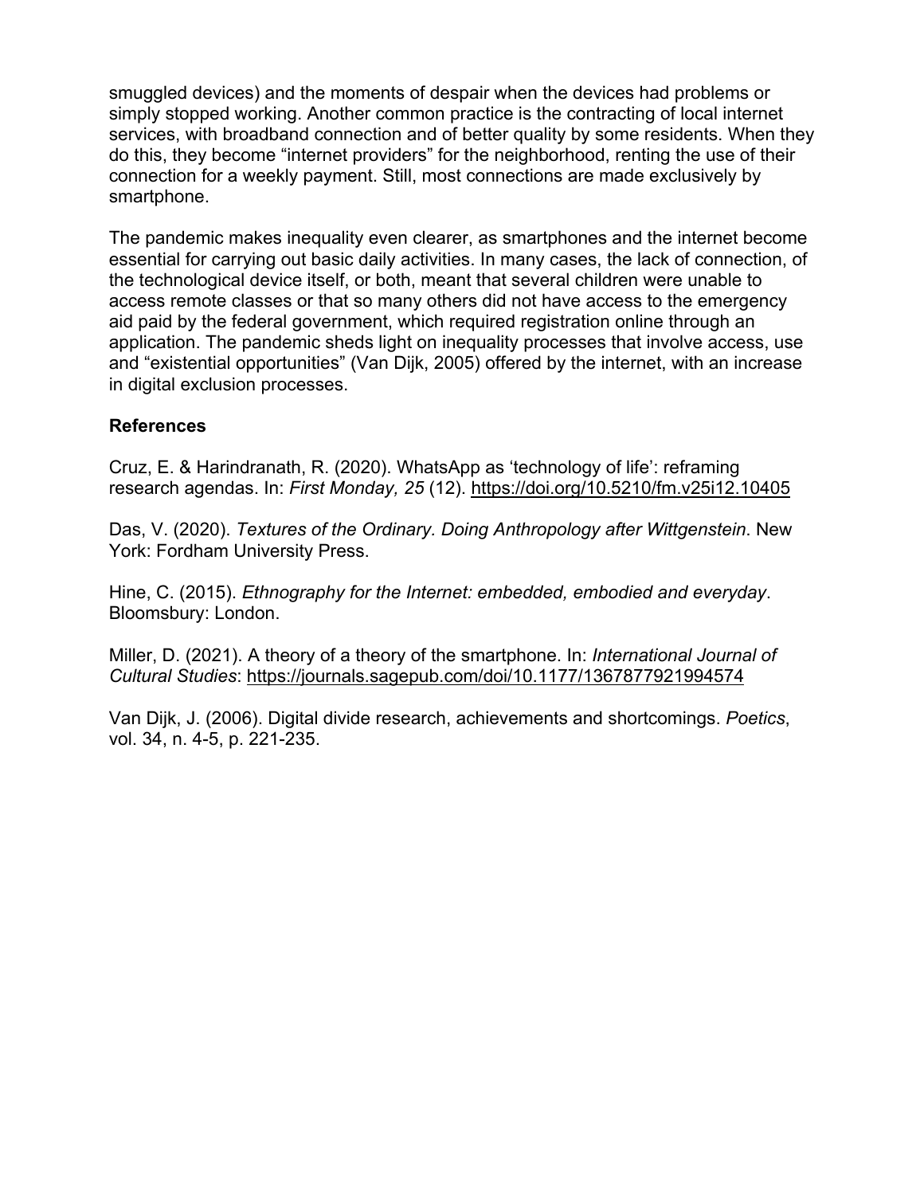smuggled devices) and the moments of despair when the devices had problems or simply stopped working. Another common practice is the contracting of local internet services, with broadband connection and of better quality by some residents. When they do this, they become “internet providers” for the neighborhood, renting the use of their connection for a weekly payment. Still, most connections are made exclusively by smartphone.

The pandemic makes inequality even clearer, as smartphones and the internet become essential for carrying out basic daily activities. In many cases, the lack of connection, of the technological device itself, or both, meant that several children were unable to access remote classes or that so many others did not have access to the emergency aid paid by the federal government, which required registration online through an application. The pandemic sheds light on inequality processes that involve access, use and “existential opportunities” (Van Dijk, 2005) offered by the internet, with an increase in digital exclusion processes.

**References**

Cruz, E. & Harindranath, R. (2020). WhatsApp as ‘technology of life’: reframing research agendas. In: *First Monday, 25* (12). https://doi.org/10.5210/fm.v25i12.10405

Das, V. (2020). *Textures of the Ordinary. Doing Anthropology after Wittgenstein*. New York: Fordham University Press.

Hine, C. (2015). *Ethnography for the Internet: embedded, embodied and everyday*. Bloomsbury: London.

Miller, D. (2021). A theory of a theory of the smartphone. In: *International Journal of Cultural Studies*: https://journals.sagepub.com/doi/10.1177/1367877921994574

Van Dijk, J. (2006). Digital divide research, achievements and shortcomings. *Poetics*, vol. 34, n. 4-5, p. 221-235.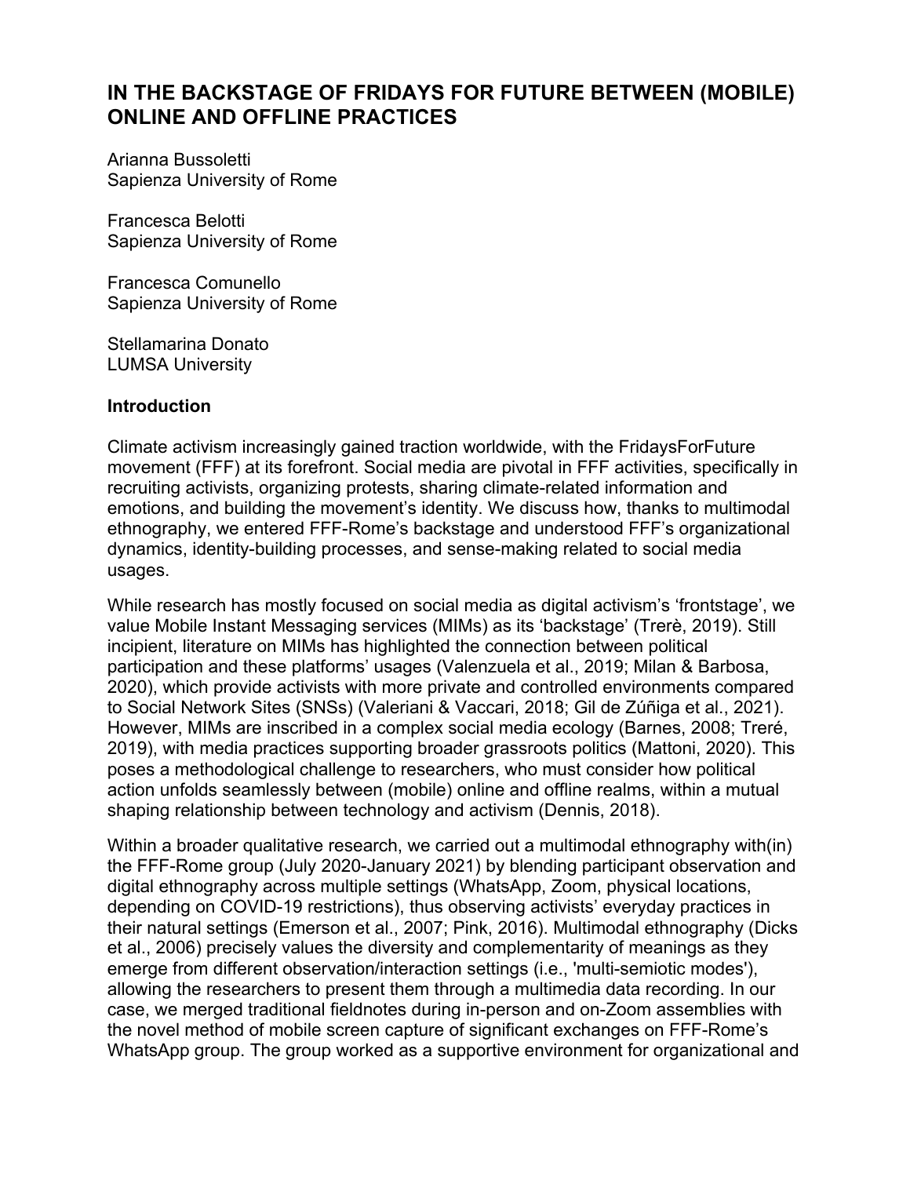# IN THE BACKSTAGE OF FRIDAYS FOR FUTURE BETWEEN (MOBILE) ONLINE AND OFFLINE PRACTICES

Arianna Bussoletti
Sapienza University of Rome

Francesca Belotti
Sapienza University of Rome

Francesca Comunello
Sapienza University of Rome

Stellamarina Donato
LUMSA University

## Introduction

Climate activism increasingly gained traction worldwide, with the FridaysForFuture movement (FFF) at its forefront. Social media are pivotal in FFF activities, specifically in recruiting activists, organizing protests, sharing climate-related information and emotions, and building the movement's identity. We discuss how, thanks to multimodal ethnography, we entered FFF-Rome's backstage and understood FFF's organizational dynamics, identity-building processes, and sense-making related to social media usages.

While research has mostly focused on social media as digital activism's 'frontstage', we value Mobile Instant Messaging services (MIMs) as its 'backstage' (Trerè, 2019). Still incipient, literature on MIMs has highlighted the connection between political participation and these platforms' usages (Valenzuela et al., 2019; Milan & Barbosa, 2020), which provide activists with more private and controlled environments compared to Social Network Sites (SNSs) (Valeriani & Vaccari, 2018; Gil de Zúñiga et al., 2021). However, MIMs are inscribed in a complex social media ecology (Barnes, 2008; Treré, 2019), with media practices supporting broader grassroots politics (Mattoni, 2020). This poses a methodological challenge to researchers, who must consider how political action unfolds seamlessly between (mobile) online and offline realms, within a mutual shaping relationship between technology and activism (Dennis, 2018).

Within a broader qualitative research, we carried out a multimodal ethnography with(in) the FFF-Rome group (July 2020-January 2021) by blending participant observation and digital ethnography across multiple settings (WhatsApp, Zoom, physical locations, depending on COVID-19 restrictions), thus observing activists' everyday practices in their natural settings (Emerson et al., 2007; Pink, 2016). Multimodal ethnography (Dicks et al., 2006) precisely values the diversity and complementarity of meanings as they emerge from different observation/interaction settings (i.e., 'multi-semiotic modes'), allowing the researchers to present them through a multimedia data recording. In our case, we merged traditional fieldnotes during in-person and on-Zoom assemblies with the novel method of mobile screen capture of significant exchanges on FFF-Rome's WhatsApp group. The group worked as a supportive environment for organizational and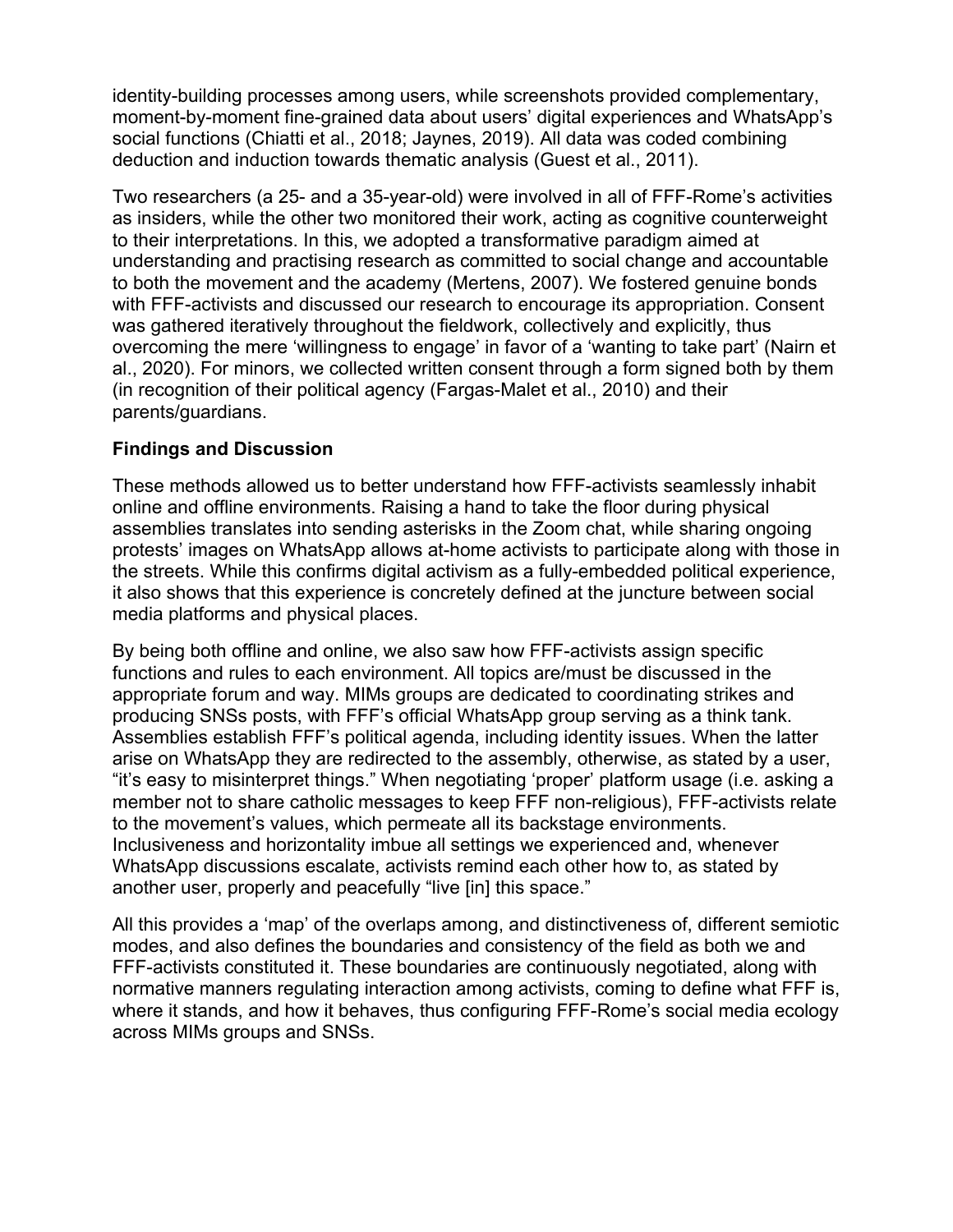identity-building processes among users, while screenshots provided complementary, moment-by-moment fine-grained data about users' digital experiences and WhatsApp's social functions (Chiatti et al., 2018; Jaynes, 2019). All data was coded combining deduction and induction towards thematic analysis (Guest et al., 2011).

Two researchers (a 25- and a 35-year-old) were involved in all of FFF-Rome's activities as insiders, while the other two monitored their work, acting as cognitive counterweight to their interpretations. In this, we adopted a transformative paradigm aimed at understanding and practising research as committed to social change and accountable to both the movement and the academy (Mertens, 2007). We fostered genuine bonds with FFF-activists and discussed our research to encourage its appropriation. Consent was gathered iteratively throughout the fieldwork, collectively and explicitly, thus overcoming the mere 'willingness to engage' in favor of a 'wanting to take part' (Nairn et al., 2020). For minors, we collected written consent through a form signed both by them (in recognition of their political agency (Fargas-Malet et al., 2010) and their parents/guardians.

**Findings and Discussion**

These methods allowed us to better understand how FFF-activists seamlessly inhabit online and offline environments. Raising a hand to take the floor during physical assemblies translates into sending asterisks in the Zoom chat, while sharing ongoing protests' images on WhatsApp allows at-home activists to participate along with those in the streets. While this confirms digital activism as a fully-embedded political experience, it also shows that this experience is concretely defined at the juncture between social media platforms and physical places.

By being both offline and online, we also saw how FFF-activists assign specific functions and rules to each environment. All topics are/must be discussed in the appropriate forum and way. MIMs groups are dedicated to coordinating strikes and producing SNSs posts, with FFF's official WhatsApp group serving as a think tank. Assemblies establish FFF's political agenda, including identity issues. When the latter arise on WhatsApp they are redirected to the assembly, otherwise, as stated by a user, "it's easy to misinterpret things." When negotiating 'proper' platform usage (i.e. asking a member not to share catholic messages to keep FFF non-religious), FFF-activists relate to the movement's values, which permeate all its backstage environments. Inclusiveness and horizontality imbue all settings we experienced and, whenever WhatsApp discussions escalate, activists remind each other how to, as stated by another user, properly and peacefully "live [in] this space."

All this provides a 'map' of the overlaps among, and distinctiveness of, different semiotic modes, and also defines the boundaries and consistency of the field as both we and FFF-activists constituted it. These boundaries are continuously negotiated, along with normative manners regulating interaction among activists, coming to define what FFF is, where it stands, and how it behaves, thus configuring FFF-Rome's social media ecology across MIMs groups and SNSs.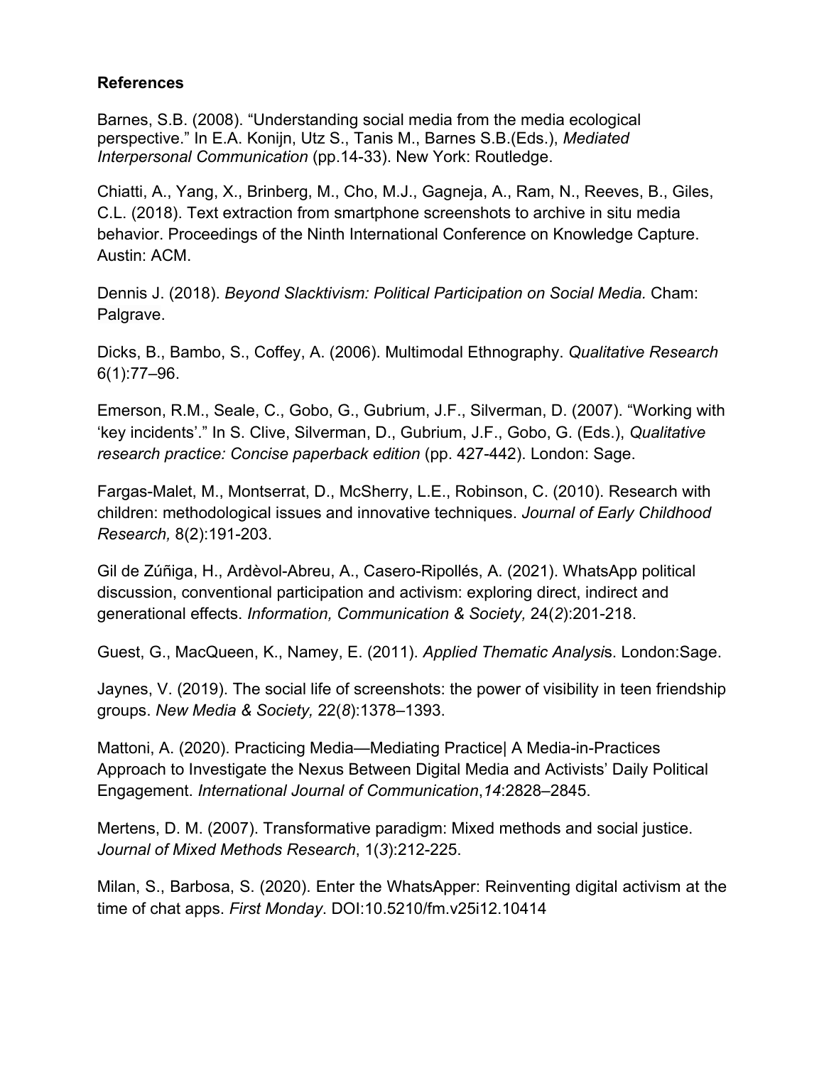**References**

Barnes, S.B. (2008). “Understanding social media from the media ecological perspective.” In E.A. Konijn, Utz S., Tanis M., Barnes S.B.(Eds.), *Mediated Interpersonal Communication* (pp.14-33). New York: Routledge.

Chiatti, A., Yang, X., Brinberg, M., Cho, M.J., Gagneja, A., Ram, N., Reeves, B., Giles, C.L. (2018). Text extraction from smartphone screenshots to archive in situ media behavior. Proceedings of the Ninth International Conference on Knowledge Capture. Austin: ACM.

Dennis J. (2018). *Beyond Slacktivism: Political Participation on Social Media.* Cham: Palgrave.

Dicks, B., Bambo, S., Coffey, A. (2006). Multimodal Ethnography. *Qualitative Research* 6(1):77–96.

Emerson, R.M., Seale, C., Gobo, G., Gubrium, J.F., Silverman, D. (2007). “Working with ‘key incidents’.” In S. Clive, Silverman, D., Gubrium, J.F., Gobo, G. (Eds.), *Qualitative research practice: Concise paperback edition* (pp. 427-442). London: Sage.

Fargas-Malet, M., Montserrat, D., McSherry, L.E., Robinson, C. (2010). Research with children: methodological issues and innovative techniques. *Journal of Early Childhood Research,* 8(2):191-203.

Gil de Zúñiga, H., Ardèvol-Abreu, A., Casero-Ripollés, A. (2021). WhatsApp political discussion, conventional participation and activism: exploring direct, indirect and generational effects. *Information, Communication & Society,* 24(*2*):201-218.

Guest, G., MacQueen, K., Namey, E. (2011). *Applied Thematic Analysi*s. London:Sage.

Jaynes, V. (2019). The social life of screenshots: the power of visibility in teen friendship groups. *New Media & Society,* 22(*8*):1378–1393.

Mattoni, A. (2020). Practicing Media—Mediating Practice| A Media-in-Practices Approach to Investigate the Nexus Between Digital Media and Activists’ Daily Political Engagement. *International Journal of Communication*,*14*:2828–2845.

Mertens, D. M. (2007). Transformative paradigm: Mixed methods and social justice. *Journal of Mixed Methods Research*, 1(*3*):212-225.

Milan, S., Barbosa, S. (2020). Enter the WhatsApper: Reinventing digital activism at the time of chat apps. *First Monday*. DOI:10.5210/fm.v25i12.10414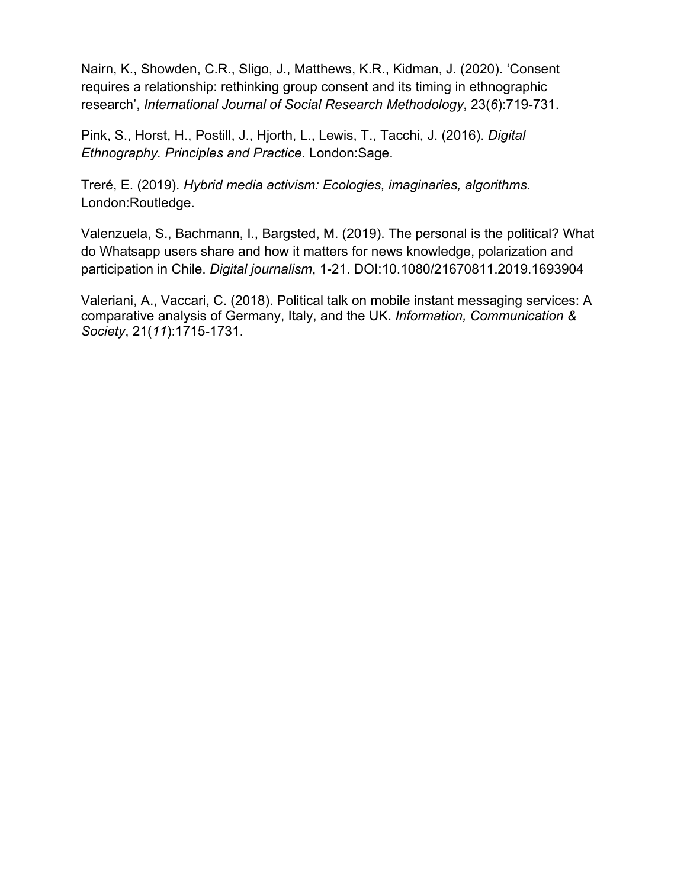Nairn, K., Showden, C.R., Sligo, J., Matthews, K.R., Kidman, J. (2020). 'Consent requires a relationship: rethinking group consent and its timing in ethnographic research', *International Journal of Social Research Methodology*, 23(*6*):719-731.

Pink, S., Horst, H., Postill, J., Hjorth, L., Lewis, T., Tacchi, J. (2016). *Digital Ethnography. Principles and Practice*. London:Sage.

Treré, E. (2019). *Hybrid media activism: Ecologies, imaginaries, algorithms*. London:Routledge.

Valenzuela, S., Bachmann, I., Bargsted, M. (2019). The personal is the political? What do Whatsapp users share and how it matters for news knowledge, polarization and participation in Chile. *Digital journalism*, 1-21. DOI:10.1080/21670811.2019.1693904

Valeriani, A., Vaccari, C. (2018). Political talk on mobile instant messaging services: A comparative analysis of Germany, Italy, and the UK. *Information, Communication & Society*, 21(*11*):1715-1731.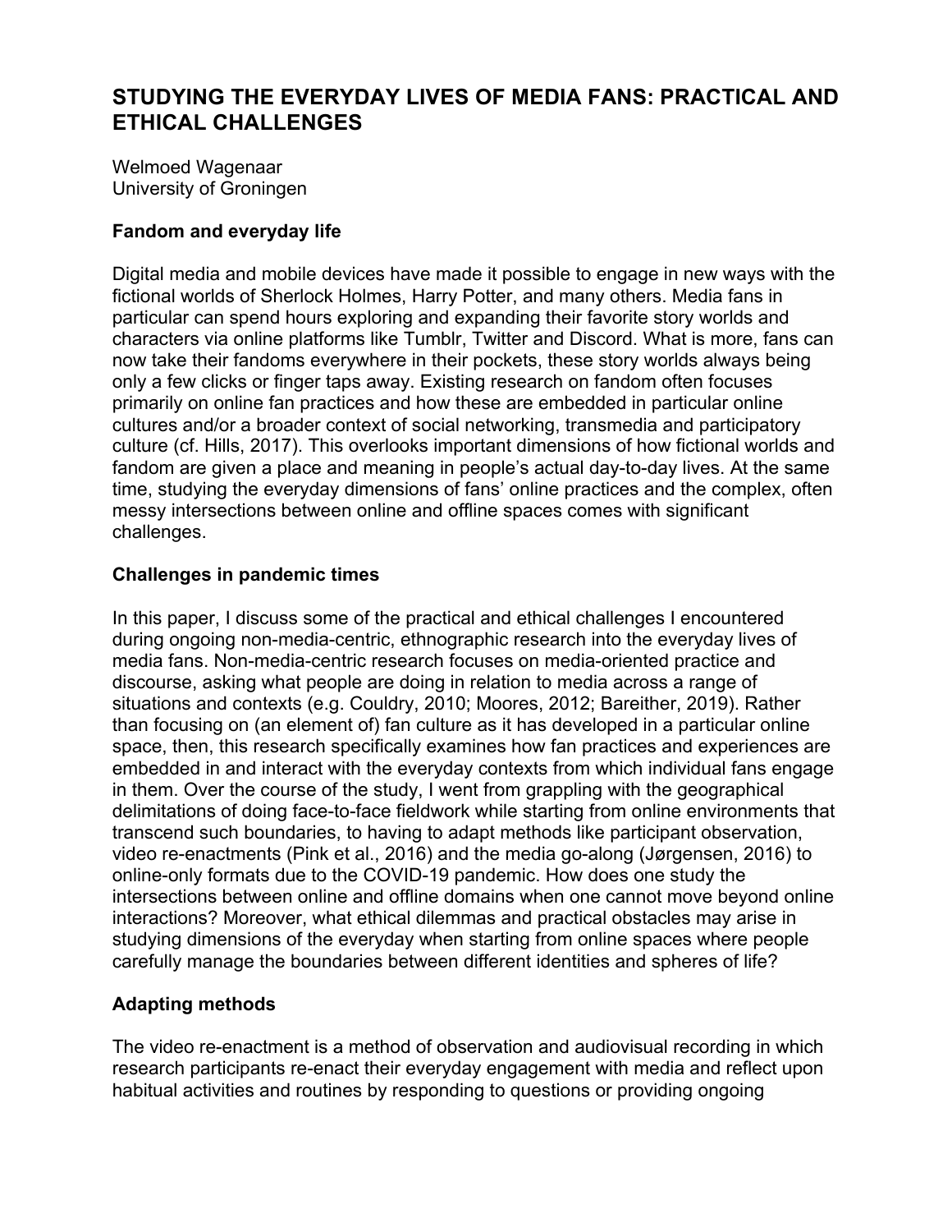## STUDYING THE EVERYDAY LIVES OF MEDIA FANS: PRACTICAL AND ETHICAL CHALLENGES

Welmoed Wagenaar
University of Groningen

### Fandom and everyday life

Digital media and mobile devices have made it possible to engage in new ways with the fictional worlds of Sherlock Holmes, Harry Potter, and many others. Media fans in particular can spend hours exploring and expanding their favorite story worlds and characters via online platforms like Tumblr, Twitter and Discord. What is more, fans can now take their fandoms everywhere in their pockets, these story worlds always being only a few clicks or finger taps away. Existing research on fandom often focuses primarily on online fan practices and how these are embedded in particular online cultures and/or a broader context of social networking, transmedia and participatory culture (cf. Hills, 2017). This overlooks important dimensions of how fictional worlds and fandom are given a place and meaning in people's actual day-to-day lives. At the same time, studying the everyday dimensions of fans' online practices and the complex, often messy intersections between online and offline spaces comes with significant challenges.

### Challenges in pandemic times

In this paper, I discuss some of the practical and ethical challenges I encountered during ongoing non-media-centric, ethnographic research into the everyday lives of media fans. Non-media-centric research focuses on media-oriented practice and discourse, asking what people are doing in relation to media across a range of situations and contexts (e.g. Couldry, 2010; Moores, 2012; Bareither, 2019). Rather than focusing on (an element of) fan culture as it has developed in a particular online space, then, this research specifically examines how fan practices and experiences are embedded in and interact with the everyday contexts from which individual fans engage in them. Over the course of the study, I went from grappling with the geographical delimitations of doing face-to-face fieldwork while starting from online environments that transcend such boundaries, to having to adapt methods like participant observation, video re-enactments (Pink et al., 2016) and the media go-along (Jørgensen, 2016) to online-only formats due to the COVID-19 pandemic. How does one study the intersections between online and offline domains when one cannot move beyond online interactions? Moreover, what ethical dilemmas and practical obstacles may arise in studying dimensions of the everyday when starting from online spaces where people carefully manage the boundaries between different identities and spheres of life?

### Adapting methods

The video re-enactment is a method of observation and audiovisual recording in which research participants re-enact their everyday engagement with media and reflect upon habitual activities and routines by responding to questions or providing ongoing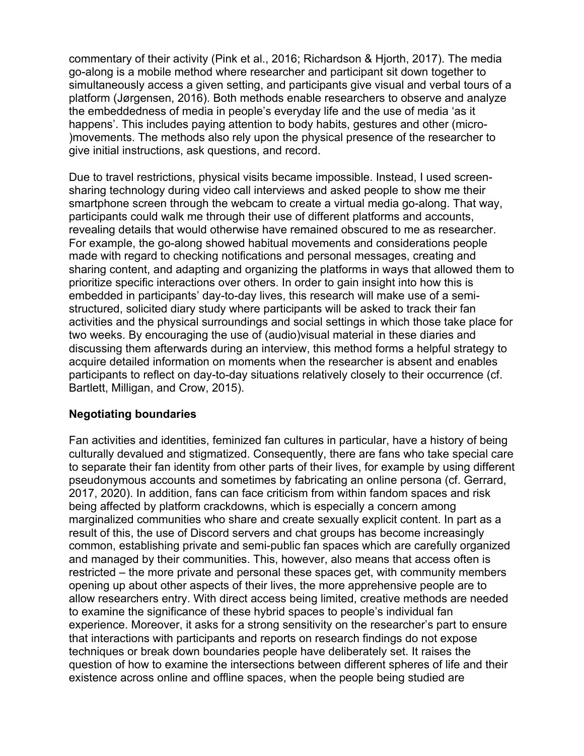commentary of their activity (Pink et al., 2016; Richardson & Hjorth, 2017). The media go-along is a mobile method where researcher and participant sit down together to simultaneously access a given setting, and participants give visual and verbal tours of a platform (Jørgensen, 2016). Both methods enable researchers to observe and analyze the embeddedness of media in people's everyday life and the use of media 'as it happens'. This includes paying attention to body habits, gestures and other (micro-)movements. The methods also rely upon the physical presence of the researcher to give initial instructions, ask questions, and record.

Due to travel restrictions, physical visits became impossible. Instead, I used screen-sharing technology during video call interviews and asked people to show me their smartphone screen through the webcam to create a virtual media go-along. That way, participants could walk me through their use of different platforms and accounts, revealing details that would otherwise have remained obscured to me as researcher. For example, the go-along showed habitual movements and considerations people made with regard to checking notifications and personal messages, creating and sharing content, and adapting and organizing the platforms in ways that allowed them to prioritize specific interactions over others. In order to gain insight into how this is embedded in participants' day-to-day lives, this research will make use of a semi-structured, solicited diary study where participants will be asked to track their fan activities and the physical surroundings and social settings in which those take place for two weeks. By encouraging the use of (audio)visual material in these diaries and discussing them afterwards during an interview, this method forms a helpful strategy to acquire detailed information on moments when the researcher is absent and enables participants to reflect on day-to-day situations relatively closely to their occurrence (cf. Bartlett, Milligan, and Crow, 2015).

### Negotiating boundaries

Fan activities and identities, feminized fan cultures in particular, have a history of being culturally devalued and stigmatized. Consequently, there are fans who take special care to separate their fan identity from other parts of their lives, for example by using different pseudonymous accounts and sometimes by fabricating an online persona (cf. Gerrard, 2017, 2020). In addition, fans can face criticism from within fandom spaces and risk being affected by platform crackdowns, which is especially a concern among marginalized communities who share and create sexually explicit content. In part as a result of this, the use of Discord servers and chat groups has become increasingly common, establishing private and semi-public fan spaces which are carefully organized and managed by their communities. This, however, also means that access often is restricted – the more private and personal these spaces get, with community members opening up about other aspects of their lives, the more apprehensive people are to allow researchers entry. With direct access being limited, creative methods are needed to examine the significance of these hybrid spaces to people's individual fan experience. Moreover, it asks for a strong sensitivity on the researcher's part to ensure that interactions with participants and reports on research findings do not expose techniques or break down boundaries people have deliberately set. It raises the question of how to examine the intersections between different spheres of life and their existence across online and offline spaces, when the people being studied are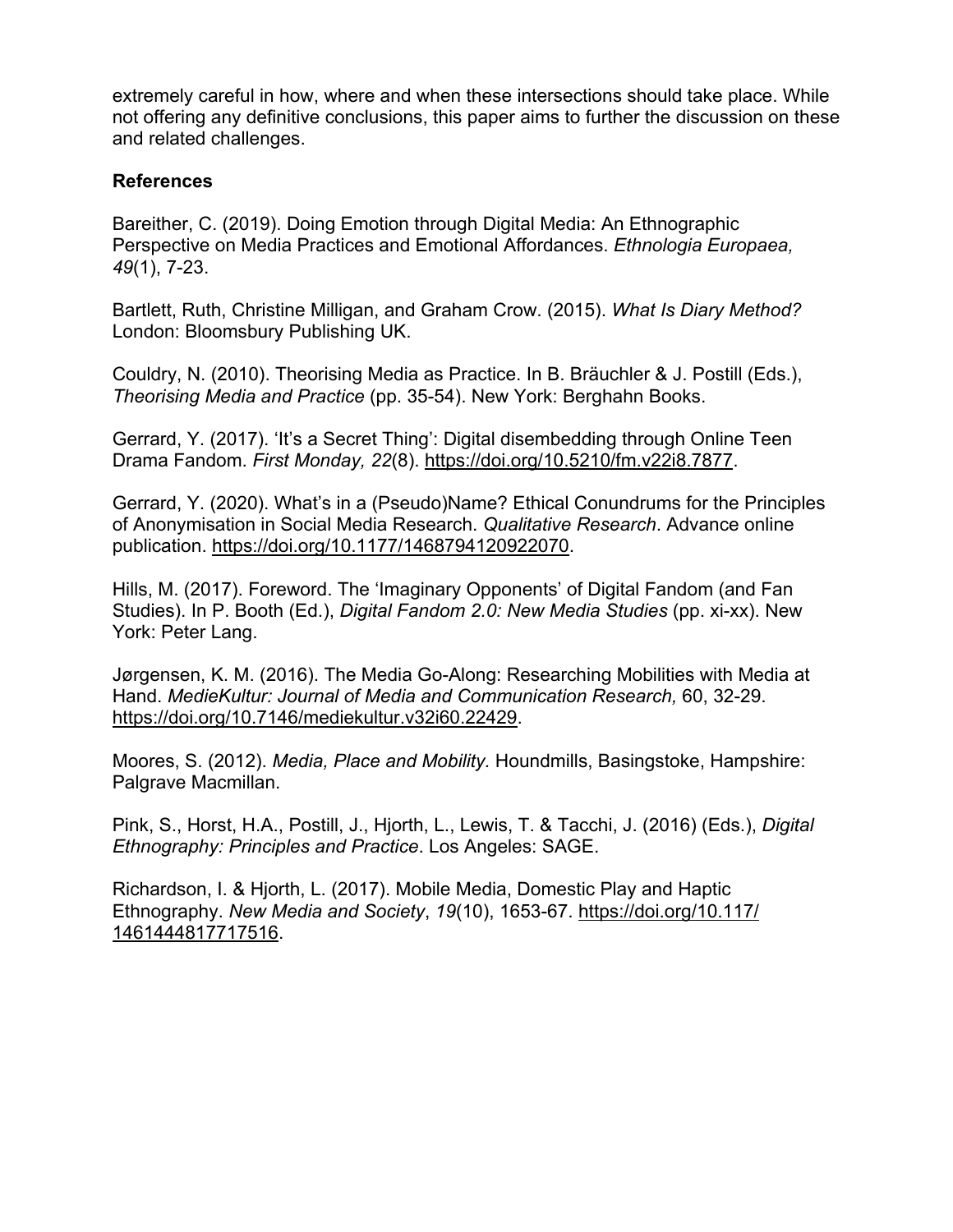extremely careful in how, where and when these intersections should take place. While not offering any definitive conclusions, this paper aims to further the discussion on these and related challenges.

## References

Bareither, C. (2019). Doing Emotion through Digital Media: An Ethnographic Perspective on Media Practices and Emotional Affordances. *Ethnologia Europaea, 49*(1), 7-23.

Bartlett, Ruth, Christine Milligan, and Graham Crow. (2015). *What Is Diary Method?* London: Bloomsbury Publishing UK.

Couldry, N. (2010). Theorising Media as Practice. In B. Bräuchler & J. Postill (Eds.), *Theorising Media and Practice* (pp. 35-54). New York: Berghahn Books.

Gerrard, Y. (2017). 'It's a Secret Thing': Digital disembedding through Online Teen Drama Fandom. *First Monday, 22*(8). https://doi.org/10.5210/fm.v22i8.7877.

Gerrard, Y. (2020). What's in a (Pseudo)Name? Ethical Conundrums for the Principles of Anonymisation in Social Media Research. *Qualitative Research*. Advance online publication. https://doi.org/10.1177/1468794120922070.

Hills, M. (2017). Foreword. The 'Imaginary Opponents' of Digital Fandom (and Fan Studies). In P. Booth (Ed.), *Digital Fandom 2.0: New Media Studies* (pp. xi-xx). New York: Peter Lang.

Jørgensen, K. M. (2016). The Media Go-Along: Researching Mobilities with Media at Hand. *MedieKultur: Journal of Media and Communication Research,* 60, 32-29. https://doi.org/10.7146/mediekultur.v32i60.22429.

Moores, S. (2012). *Media, Place and Mobility.* Houndmills, Basingstoke, Hampshire: Palgrave Macmillan.

Pink, S., Horst, H.A., Postill, J., Hjorth, L., Lewis, T. & Tacchi, J. (2016) (Eds.), *Digital Ethnography: Principles and Practice*. Los Angeles: SAGE.

Richardson, I. & Hjorth, L. (2017). Mobile Media, Domestic Play and Haptic Ethnography. *New Media and Society*, *19*(10), 1653-67. https://doi.org/10.117/1461444817717516.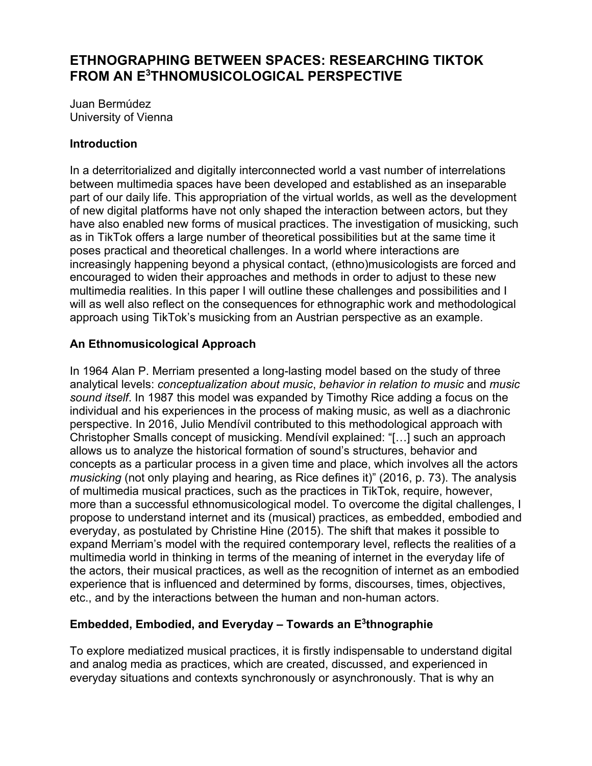# ETHNOGRAPHING BETWEEN SPACES: RESEARCHING TIKTOK FROM AN E$^3$THNOMUSICOLOGICAL PERSPECTIVE

Juan Bermúdez
University of Vienna

## Introduction

In a deterritorialized and digitally interconnected world a vast number of interrelations between multimedia spaces have been developed and established as an inseparable part of our daily life. This appropriation of the virtual worlds, as well as the development of new digital platforms have not only shaped the interaction between actors, but they have also enabled new forms of musical practices. The investigation of musicking, such as in TikTok offers a large number of theoretical possibilities but at the same time it poses practical and theoretical challenges. In a world where interactions are increasingly happening beyond a physical contact, (ethno)musicologists are forced and encouraged to widen their approaches and methods in order to adjust to these new multimedia realities. In this paper I will outline these challenges and possibilities and I will as well also reflect on the consequences for ethnographic work and methodological approach using TikTok's musicking from an Austrian perspective as an example.

## An Ethnomusicological Approach

In 1964 Alan P. Merriam presented a long-lasting model based on the study of three analytical levels: *conceptualization about music*, *behavior in relation to music* and *music sound itself*. In 1987 this model was expanded by Timothy Rice adding a focus on the individual and his experiences in the process of making music, as well as a diachronic perspective. In 2016, Julio Mendívil contributed to this methodological approach with Christopher Smalls concept of musicking. Mendívil explained: "[…] such an approach allows us to analyze the historical formation of sound's structures, behavior and concepts as a particular process in a given time and place, which involves all the actors *musicking* (not only playing and hearing, as Rice defines it)" (2016, p. 73). The analysis of multimedia musical practices, such as the practices in TikTok, require, however, more than a successful ethnomusicological model. To overcome the digital challenges, I propose to understand internet and its (musical) practices, as embedded, embodied and everyday, as postulated by Christine Hine (2015). The shift that makes it possible to expand Merriam's model with the required contemporary level, reflects the realities of a multimedia world in thinking in terms of the meaning of internet in the everyday life of the actors, their musical practices, as well as the recognition of internet as an embodied experience that is influenced and determined by forms, discourses, times, objectives, etc., and by the interactions between the human and non-human actors.

## Embedded, Embodied, and Everyday – Towards an E$^3$thnographie

To explore mediatized musical practices, it is firstly indispensable to understand digital and analog media as practices, which are created, discussed, and experienced in everyday situations and contexts synchronously or asynchronously. That is why an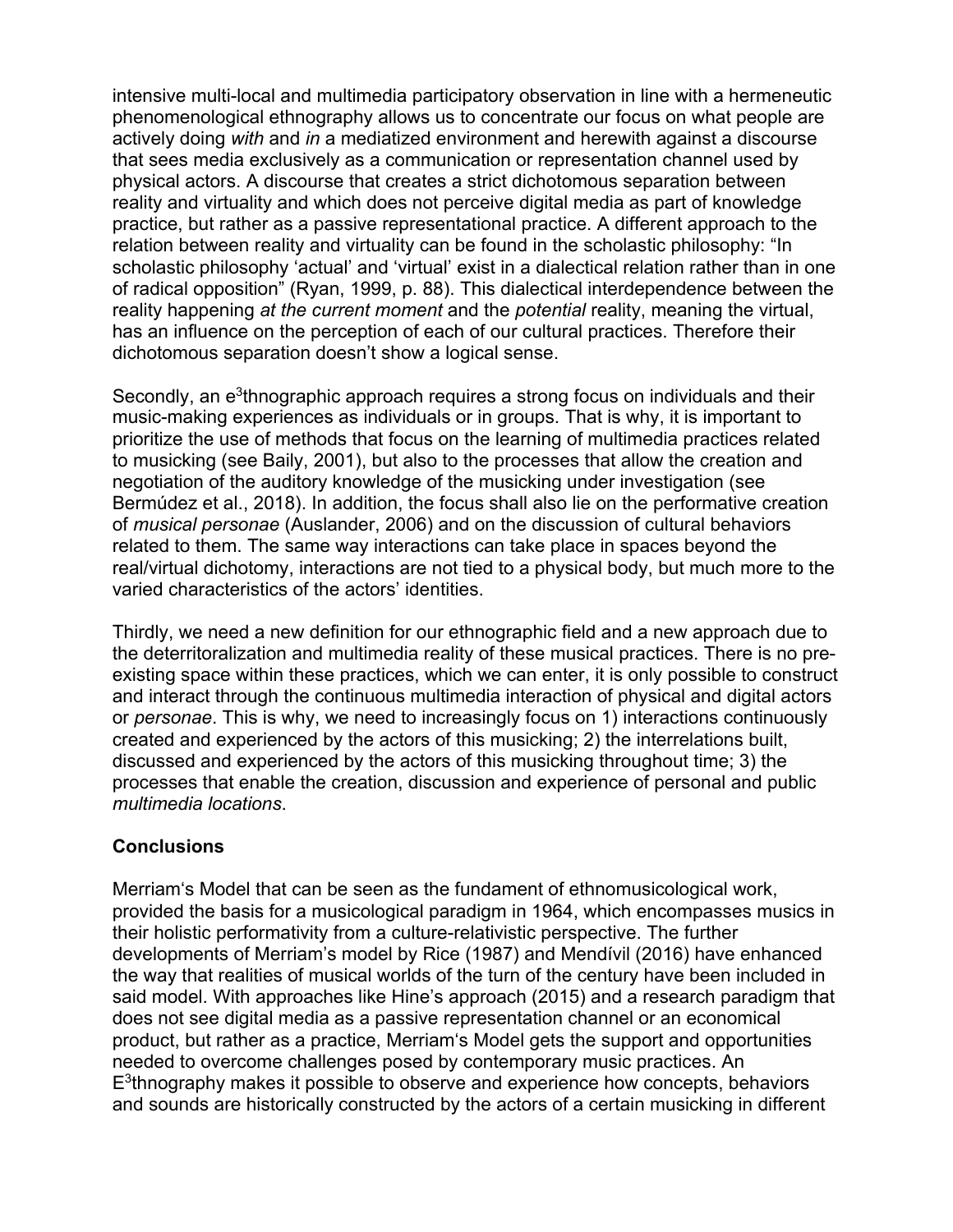intensive multi-local and multimedia participatory observation in line with a hermeneutic phenomenological ethnography allows us to concentrate our focus on what people are actively doing *with* and *in* a mediatized environment and herewith against a discourse that sees media exclusively as a communication or representation channel used by physical actors. A discourse that creates a strict dichotomous separation between reality and virtuality and which does not perceive digital media as part of knowledge practice, but rather as a passive representational practice. A different approach to the relation between reality and virtuality can be found in the scholastic philosophy: "In scholastic philosophy 'actual' and 'virtual' exist in a dialectical relation rather than in one of radical opposition" (Ryan, 1999, p. 88). This dialectical interdependence between the reality happening *at the current moment* and the *potential* reality, meaning the virtual, has an influence on the perception of each of our cultural practices. Therefore their dichotomous separation doesn't show a logical sense.

Secondly, an e$^3$thnographic approach requires a strong focus on individuals and their music-making experiences as individuals or in groups. That is why, it is important to prioritize the use of methods that focus on the learning of multimedia practices related to musicking (see Baily, 2001), but also to the processes that allow the creation and negotiation of the auditory knowledge of the musicking under investigation (see Bermúdez et al., 2018). In addition, the focus shall also lie on the performative creation of *musical personae* (Auslander, 2006) and on the discussion of cultural behaviors related to them. The same way interactions can take place in spaces beyond the real/virtual dichotomy, interactions are not tied to a physical body, but much more to the varied characteristics of the actors' identities.

Thirdly, we need a new definition for our ethnographic field and a new approach due to the deterritoralization and multimedia reality of these musical practices. There is no pre-existing space within these practices, which we can enter, it is only possible to construct and interact through the continuous multimedia interaction of physical and digital actors or *personae*. This is why, we need to increasingly focus on 1) interactions continuously created and experienced by the actors of this musicking; 2) the interrelations built, discussed and experienced by the actors of this musicking throughout time; 3) the processes that enable the creation, discussion and experience of personal and public *multimedia locations*.

## Conclusions

Merriam's Model that can be seen as the fundament of ethnomusicological work, provided the basis for a musicological paradigm in 1964, which encompasses musics in their holistic performativity from a culture-relativistic perspective. The further developments of Merriam's model by Rice (1987) and Mendívil (2016) have enhanced the way that realities of musical worlds of the turn of the century have been included in said model. With approaches like Hine's approach (2015) and a research paradigm that does not see digital media as a passive representation channel or an economical product, but rather as a practice, Merriam's Model gets the support and opportunities needed to overcome challenges posed by contemporary music practices. An E$^3$thnography makes it possible to observe and experience how concepts, behaviors and sounds are historically constructed by the actors of a certain musicking in different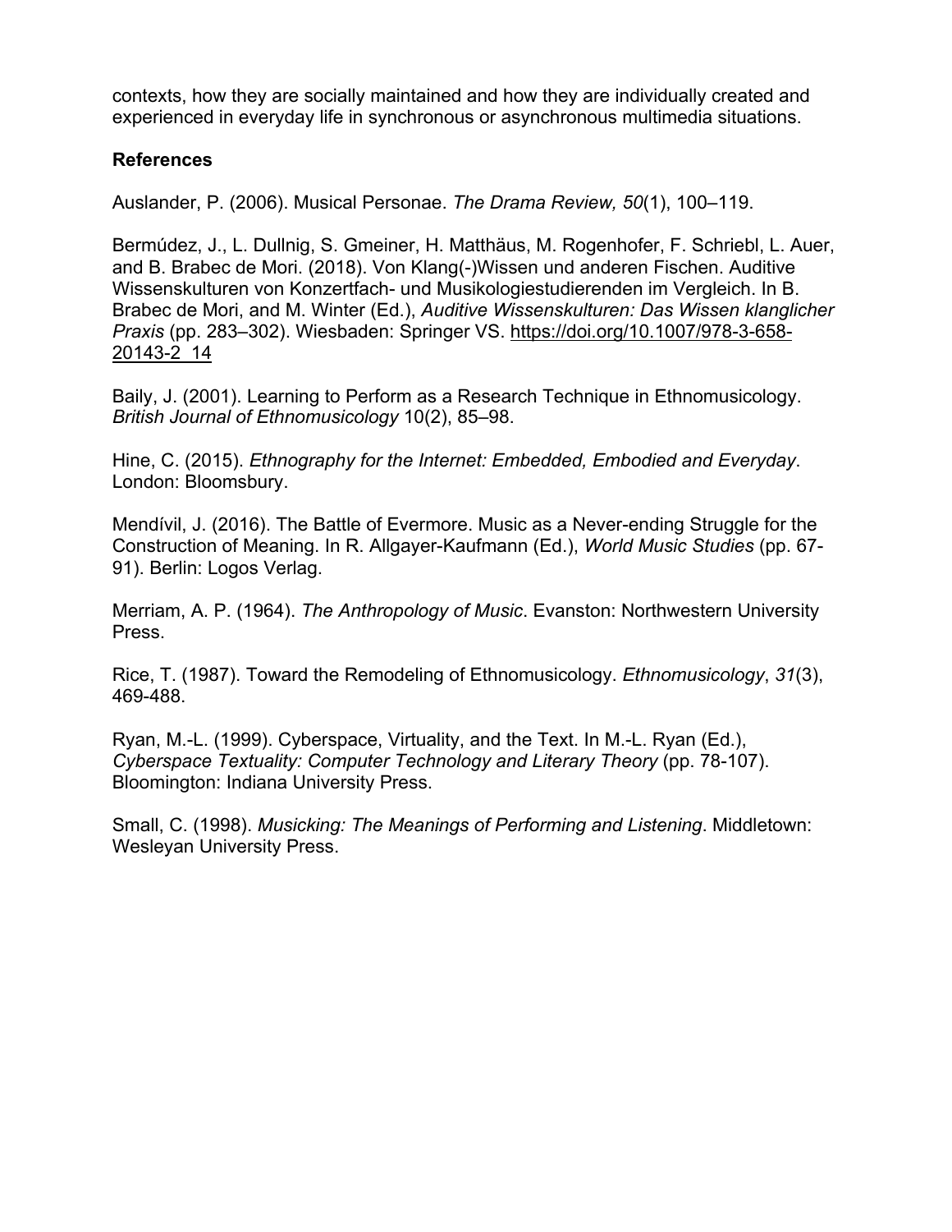contexts, how they are socially maintained and how they are individually created and experienced in everyday life in synchronous or asynchronous multimedia situations.

**References**

Auslander, P. (2006). Musical Personae. *The Drama Review, 50*(1), 100–119.

Bermúdez, J., L. Dullnig, S. Gmeiner, H. Matthäus, M. Rogenhofer, F. Schriebl, L. Auer, and B. Brabec de Mori. (2018). Von Klang(-)Wissen und anderen Fischen. Auditive Wissenskulturen von Konzertfach- und Musikologiestudierenden im Vergleich. In B. Brabec de Mori, and M. Winter (Ed.), *Auditive Wissenskulturen: Das Wissen klanglicher Praxis* (pp. 283–302). Wiesbaden: Springer VS. https://doi.org/10.1007/978-3-658-20143-2_14

Baily, J. (2001). Learning to Perform as a Research Technique in Ethnomusicology. *British Journal of Ethnomusicology* 10(2), 85–98.

Hine, C. (2015). *Ethnography for the Internet: Embedded, Embodied and Everyday*. London: Bloomsbury.

Mendívil, J. (2016). The Battle of Evermore. Music as a Never-ending Struggle for the Construction of Meaning. In R. Allgayer-Kaufmann (Ed.), *World Music Studies* (pp. 67-91). Berlin: Logos Verlag.

Merriam, A. P. (1964). *The Anthropology of Music*. Evanston: Northwestern University Press.

Rice, T. (1987). Toward the Remodeling of Ethnomusicology. *Ethnomusicology*, *31*(3), 469-488.

Ryan, M.-L. (1999). Cyberspace, Virtuality, and the Text. In M.-L. Ryan (Ed.), *Cyberspace Textuality: Computer Technology and Literary Theory* (pp. 78-107). Bloomington: Indiana University Press.

Small, C. (1998). *Musicking: The Meanings of Performing and Listening*. Middletown: Wesleyan University Press.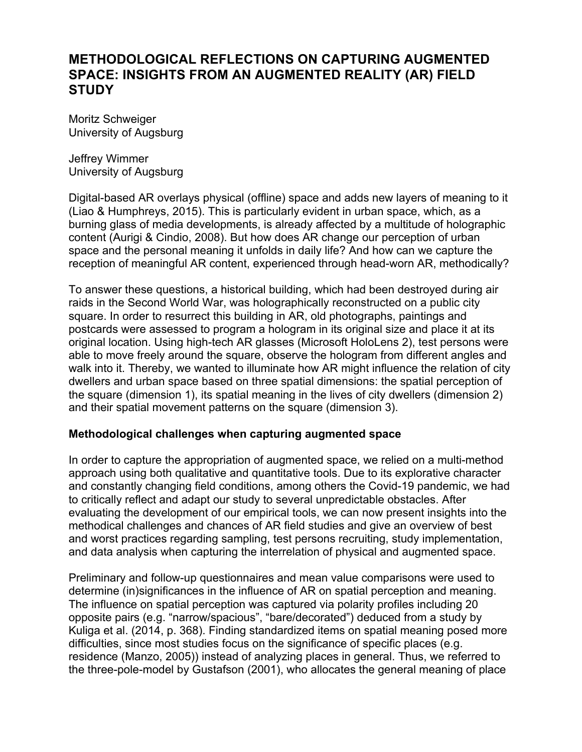# METHODOLOGICAL REFLECTIONS ON CAPTURING AUGMENTED SPACE: INSIGHTS FROM AN AUGMENTED REALITY (AR) FIELD STUDY

Moritz Schweiger
University of Augsburg

Jeffrey Wimmer
University of Augsburg

Digital-based AR overlays physical (offline) space and adds new layers of meaning to it (Liao & Humphreys, 2015). This is particularly evident in urban space, which, as a burning glass of media developments, is already affected by a multitude of holographic content (Aurigi & Cindio, 2008). But how does AR change our perception of urban space and the personal meaning it unfolds in daily life? And how can we capture the reception of meaningful AR content, experienced through head-worn AR, methodically?

To answer these questions, a historical building, which had been destroyed during air raids in the Second World War, was holographically reconstructed on a public city square. In order to resurrect this building in AR, old photographs, paintings and postcards were assessed to program a hologram in its original size and place it at its original location. Using high-tech AR glasses (Microsoft HoloLens 2), test persons were able to move freely around the square, observe the hologram from different angles and walk into it. Thereby, we wanted to illuminate how AR might influence the relation of city dwellers and urban space based on three spatial dimensions: the spatial perception of the square (dimension 1), its spatial meaning in the lives of city dwellers (dimension 2) and their spatial movement patterns on the square (dimension 3).

**Methodological challenges when capturing augmented space**

In order to capture the appropriation of augmented space, we relied on a multi-method approach using both qualitative and quantitative tools. Due to its explorative character and constantly changing field conditions, among others the Covid-19 pandemic, we had to critically reflect and adapt our study to several unpredictable obstacles. After evaluating the development of our empirical tools, we can now present insights into the methodical challenges and chances of AR field studies and give an overview of best and worst practices regarding sampling, test persons recruiting, study implementation, and data analysis when capturing the interrelation of physical and augmented space.

Preliminary and follow-up questionnaires and mean value comparisons were used to determine (in)significances in the influence of AR on spatial perception and meaning. The influence on spatial perception was captured via polarity profiles including 20 opposite pairs (e.g. "narrow/spacious", "bare/decorated") deduced from a study by Kuliga et al. (2014, p. 368). Finding standardized items on spatial meaning posed more difficulties, since most studies focus on the significance of specific places (e.g. residence (Manzo, 2005)) instead of analyzing places in general. Thus, we referred to the three-pole-model by Gustafson (2001), who allocates the general meaning of place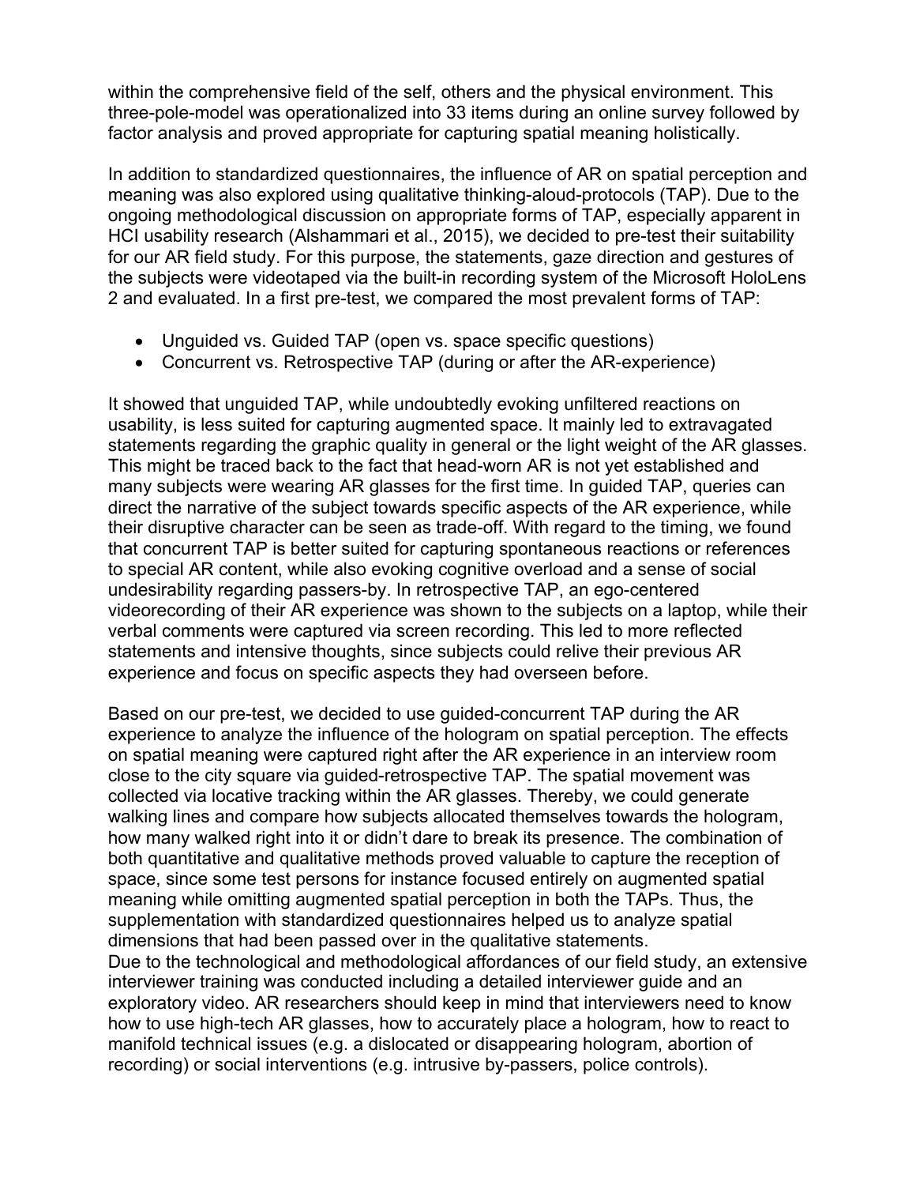within the comprehensive field of the self, others and the physical environment. This three-pole-model was operationalized into 33 items during an online survey followed by factor analysis and proved appropriate for capturing spatial meaning holistically.

In addition to standardized questionnaires, the influence of AR on spatial perception and meaning was also explored using qualitative thinking-aloud-protocols (TAP). Due to the ongoing methodological discussion on appropriate forms of TAP, especially apparent in HCI usability research (Alshammari et al., 2015), we decided to pre-test their suitability for our AR field study. For this purpose, the statements, gaze direction and gestures of the subjects were videotaped via the built-in recording system of the Microsoft HoloLens 2 and evaluated. In a first pre-test, we compared the most prevalent forms of TAP:

- Unguided vs. Guided TAP (open vs. space specific questions)
- Concurrent vs. Retrospective TAP (during or after the AR-experience)

It showed that unguided TAP, while undoubtedly evoking unfiltered reactions on usability, is less suited for capturing augmented space. It mainly led to extravagated statements regarding the graphic quality in general or the light weight of the AR glasses. This might be traced back to the fact that head-worn AR is not yet established and many subjects were wearing AR glasses for the first time. In guided TAP, queries can direct the narrative of the subject towards specific aspects of the AR experience, while their disruptive character can be seen as trade-off. With regard to the timing, we found that concurrent TAP is better suited for capturing spontaneous reactions or references to special AR content, while also evoking cognitive overload and a sense of social undesirability regarding passers-by. In retrospective TAP, an ego-centered videorecording of their AR experience was shown to the subjects on a laptop, while their verbal comments were captured via screen recording. This led to more reflected statements and intensive thoughts, since subjects could relive their previous AR experience and focus on specific aspects they had overseen before.

Based on our pre-test, we decided to use guided-concurrent TAP during the AR experience to analyze the influence of the hologram on spatial perception. The effects on spatial meaning were captured right after the AR experience in an interview room close to the city square via guided-retrospective TAP. The spatial movement was collected via locative tracking within the AR glasses. Thereby, we could generate walking lines and compare how subjects allocated themselves towards the hologram, how many walked right into it or didn't dare to break its presence. The combination of both quantitative and qualitative methods proved valuable to capture the reception of space, since some test persons for instance focused entirely on augmented spatial meaning while omitting augmented spatial perception in both the TAPs. Thus, the supplementation with standardized questionnaires helped us to analyze spatial dimensions that had been passed over in the qualitative statements.
Due to the technological and methodological affordances of our field study, an extensive interviewer training was conducted including a detailed interviewer guide and an exploratory video. AR researchers should keep in mind that interviewers need to know how to use high-tech AR glasses, how to accurately place a hologram, how to react to manifold technical issues (e.g. a dislocated or disappearing hologram, abortion of recording) or social interventions (e.g. intrusive by-passers, police controls).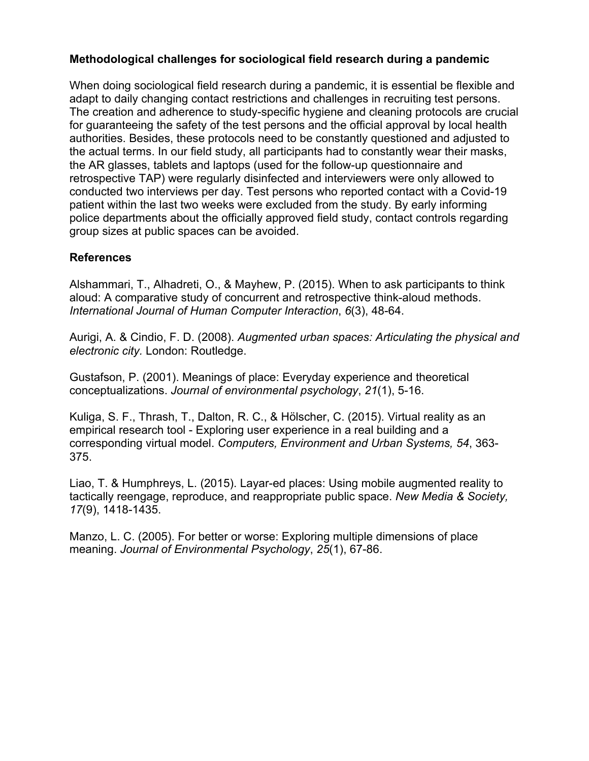**Methodological challenges for sociological field research during a pandemic**

When doing sociological field research during a pandemic, it is essential be flexible and adapt to daily changing contact restrictions and challenges in recruiting test persons. The creation and adherence to study-specific hygiene and cleaning protocols are crucial for guaranteeing the safety of the test persons and the official approval by local health authorities. Besides, these protocols need to be constantly questioned and adjusted to the actual terms. In our field study, all participants had to constantly wear their masks, the AR glasses, tablets and laptops (used for the follow-up questionnaire and retrospective TAP) were regularly disinfected and interviewers were only allowed to conducted two interviews per day. Test persons who reported contact with a Covid-19 patient within the last two weeks were excluded from the study. By early informing police departments about the officially approved field study, contact controls regarding group sizes at public spaces can be avoided.

## References

Alshammari, T., Alhadreti, O., & Mayhew, P. (2015). When to ask participants to think aloud: A comparative study of concurrent and retrospective think-aloud methods. *International Journal of Human Computer Interaction*, *6*(3), 48-64.

Aurigi, A. & Cindio, F. D. (2008). *Augmented urban spaces: Articulating the physical and electronic city*. London: Routledge.

Gustafson, P. (2001). Meanings of place: Everyday experience and theoretical conceptualizations. *Journal of environmental psychology*, *21*(1), 5-16.

Kuliga, S. F., Thrash, T., Dalton, R. C., & Hölscher, C. (2015). Virtual reality as an empirical research tool - Exploring user experience in a real building and a corresponding virtual model. *Computers, Environment and Urban Systems, 54*, 363-375.

Liao, T. & Humphreys, L. (2015). Layar-ed places: Using mobile augmented reality to tactically reengage, reproduce, and reappropriate public space. *New Media & Society, 17*(9), 1418-1435.

Manzo, L. C. (2005). For better or worse: Exploring multiple dimensions of place meaning. *Journal of Environmental Psychology*, *25*(1), 67-86.